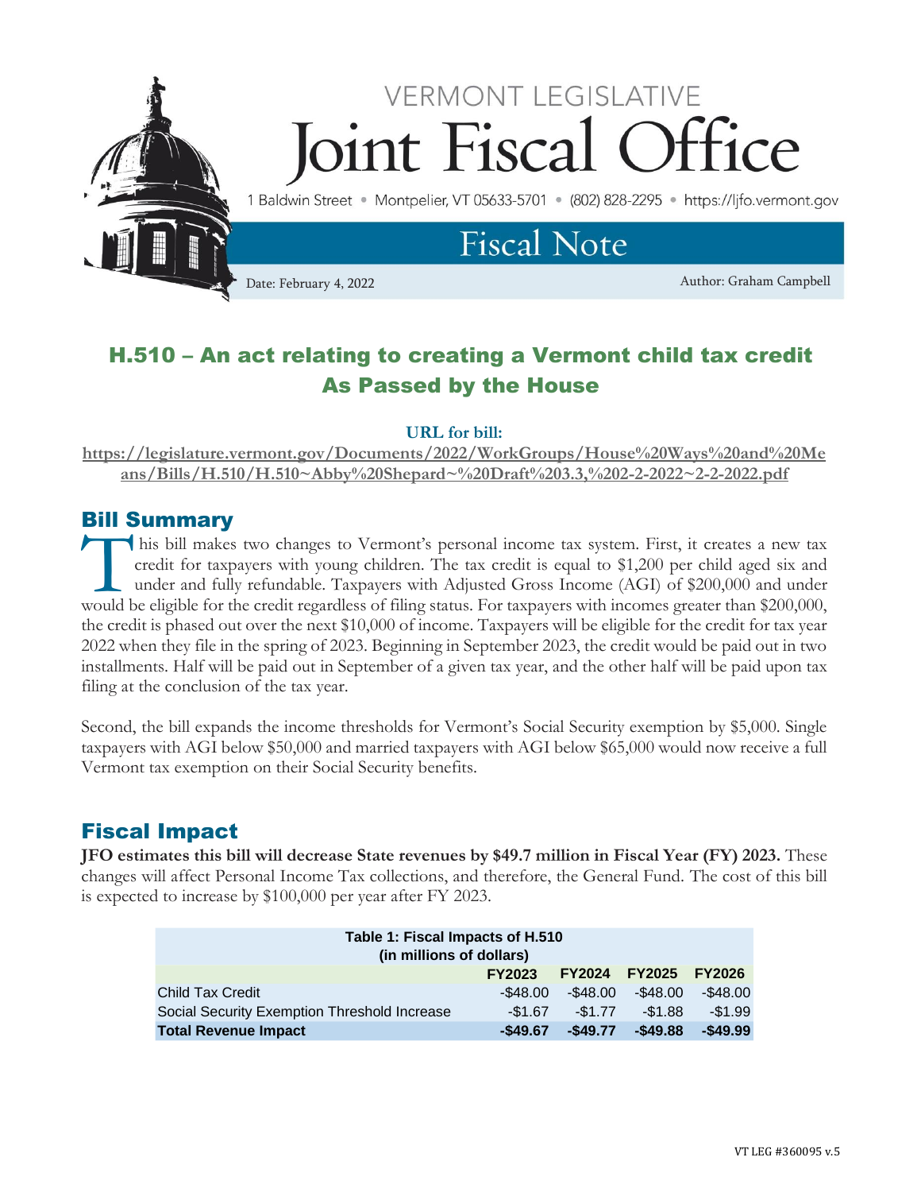VERMONT LEGISLATIVE

# Joint Fiscal Office

1 Baldwin Street • Montpelier, VT 05633-5701 • (802) 828-2295 • https://ljfo.vermont.gov

## Fiscal Note

Date: February 4, 2022

Author: Graham Campbell

## H.510 – An act relating to creating a Vermont child tax credit As Passed by the House

**URL for bill:**
**https://legislature.vermont.gov/Documents/2022/WorkGroups/House%20Ways%20and%20Means/Bills/H.510/H.510~Abby%20Shepard~%20Draft%203.3,%202-2-2022~2-2-2022.pdf**

## Bill Summary

This bill makes two changes to Vermont's personal income tax system. First, it creates a new tax credit for taxpayers with young children. The tax credit is equal to $1,200 per child aged six and under and fully refundable. Taxpayers with Adjusted Gross Income (AGI) of $200,000 and under would be eligible for the credit regardless of filing status. For taxpayers with incomes greater than $200,000, the credit is phased out over the next $10,000 of income. Taxpayers will be eligible for the credit for tax year 2022 when they file in the spring of 2023. Beginning in September 2023, the credit would be paid out in two installments. Half will be paid out in September of a given tax year, and the other half will be paid upon tax filing at the conclusion of the tax year.

Second, the bill expands the income thresholds for Vermont's Social Security exemption by $5,000. Single taxpayers with AGI below $50,000 and married taxpayers with AGI below $65,000 would now receive a full Vermont tax exemption on their Social Security benefits.

## Fiscal Impact

**JFO estimates this bill will decrease State revenues by $49.7 million in Fiscal Year (FY) 2023.** These changes will affect Personal Income Tax collections, and therefore, the General Fund. The cost of this bill is expected to increase by $100,000 per year after FY 2023.

| Table 1: Fiscal Impacts of H.510 (in millions of dollars) | | | | |
|---|---|---|---|---|
| | **FY2023** | **FY2024** | **FY2025** | **FY2026** |
| Child Tax Credit | -$48.00 | -$48.00 | -$48.00 | -$48.00 |
| Social Security Exemption Threshold Increase | -$1.67 | -$1.77 | -$1.88 | -$1.99 |
| **Total Revenue Impact** | **-$49.67** | **-$49.77** | **-$49.88** | **-$49.99** |

VT LEG #360095 v.5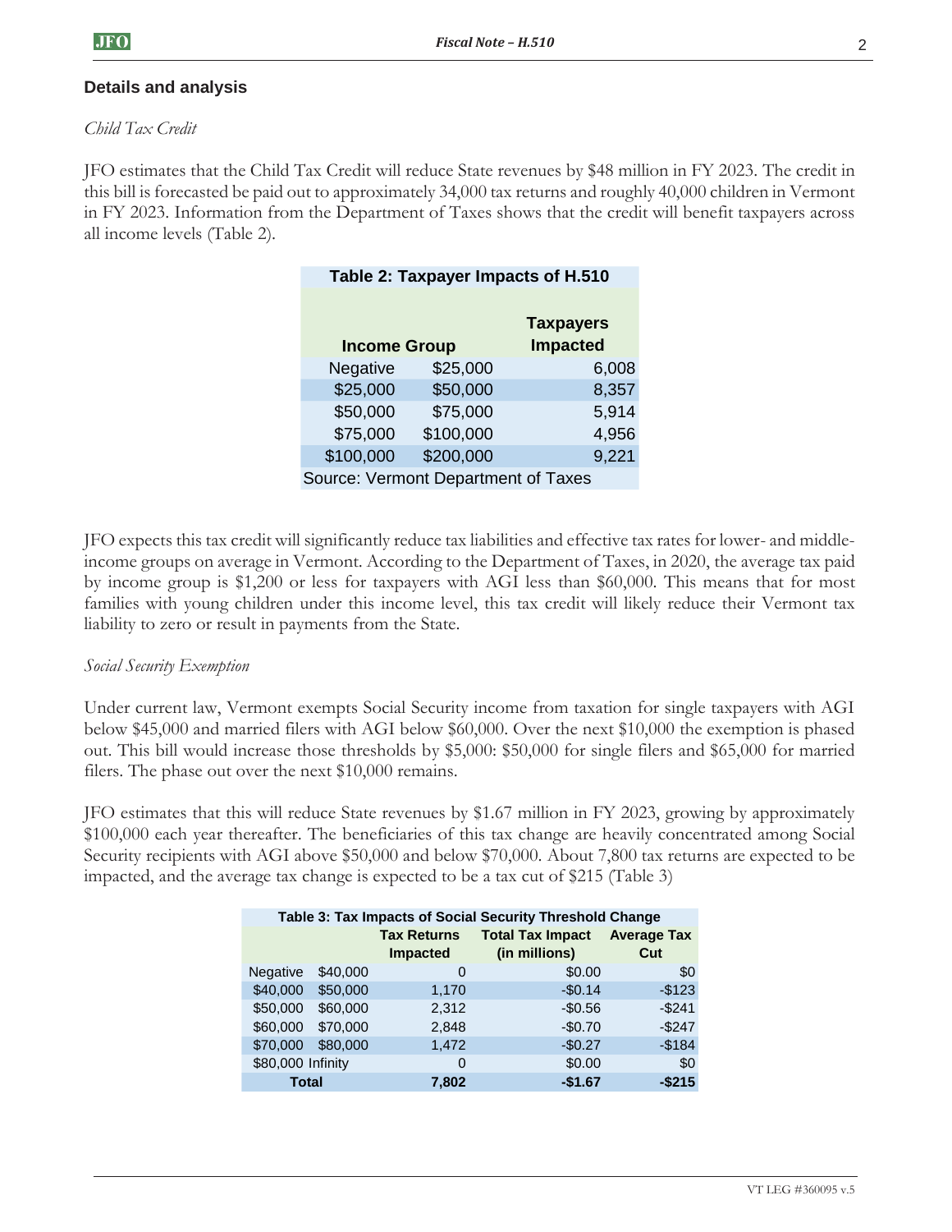## Details and analysis

*Child Tax Credit*

JFO estimates that the Child Tax Credit will reduce State revenues by $48 million in FY 2023. The credit in this bill is forecasted be paid out to approximately 34,000 tax returns and roughly 40,000 children in Vermont in FY 2023. Information from the Department of Taxes shows that the credit will benefit taxpayers across all income levels (Table 2).

**Table 2: Taxpayer Impacts of H.510**

| Income Group | | Taxpayers Impacted |
|---|---|---|
| Negative | $25,000 | 6,008 |
| $25,000 | $50,000 | 8,357 |
| $50,000 | $75,000 | 5,914 |
| $75,000 | $100,000 | 4,956 |
| $100,000 | $200,000 | 9,221 |

Source: Vermont Department of Taxes

JFO expects this tax credit will significantly reduce tax liabilities and effective tax rates for lower- and middle-income groups on average in Vermont. According to the Department of Taxes, in 2020, the average tax paid by income group is $1,200 or less for taxpayers with AGI less than $60,000. This means that for most families with young children under this income level, this tax credit will likely reduce their Vermont tax liability to zero or result in payments from the State.

*Social Security Exemption*

Under current law, Vermont exempts Social Security income from taxation for single taxpayers with AGI below $45,000 and married filers with AGI below $60,000. Over the next $10,000 the exemption is phased out. This bill would increase those thresholds by $5,000: $50,000 for single filers and $65,000 for married filers. The phase out over the next $10,000 remains.

JFO estimates that this will reduce State revenues by $1.67 million in FY 2023, growing by approximately $100,000 each year thereafter. The beneficiaries of this tax change are heavily concentrated among Social Security recipients with AGI above $50,000 and below $70,000. About 7,800 tax returns are expected to be impacted, and the average tax change is expected to be a tax cut of $215 (Table 3)

**Table 3: Tax Impacts of Social Security Threshold Change**

| | | Tax Returns Impacted | Total Tax Impact (in millions) | Average Tax Cut |
|---|---|---|---|---|
| Negative | $40,000 | 0 | $0.00 | $0 |
| $40,000 | $50,000 | 1,170 | -$0.14 | -$123 |
| $50,000 | $60,000 | 2,312 | -$0.56 | -$241 |
| $60,000 | $70,000 | 2,848 | -$0.70 | -$247 |
| $70,000 | $80,000 | 1,472 | -$0.27 | -$184 |
| $80,000 | Infinity | 0 | $0.00 | $0 |
| **Total** | | **7,802** | **-$1.67** | **-$215** |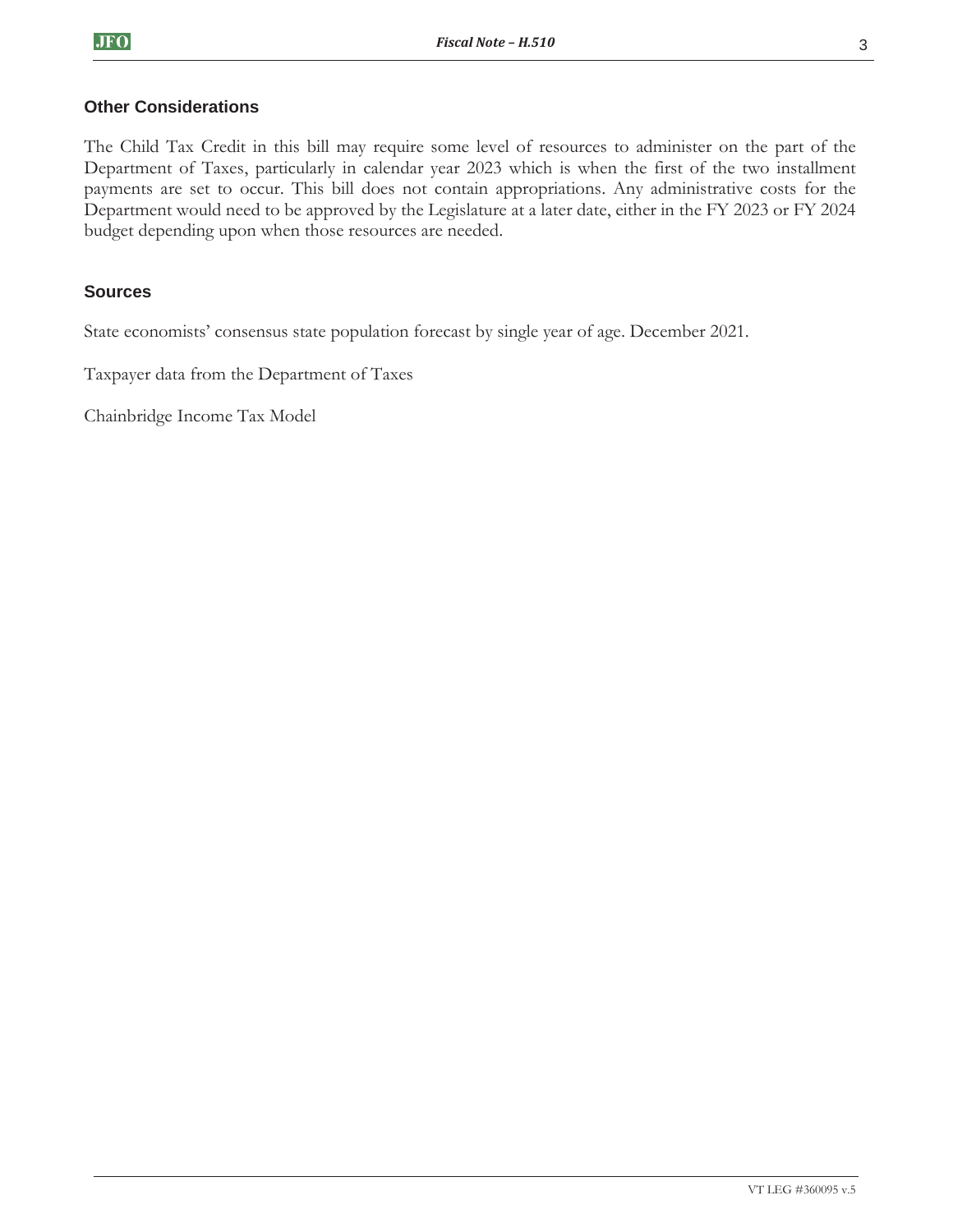## Other Considerations

The Child Tax Credit in this bill may require some level of resources to administer on the part of the Department of Taxes, particularly in calendar year 2023 which is when the first of the two installment payments are set to occur. This bill does not contain appropriations. Any administrative costs for the Department would need to be approved by the Legislature at a later date, either in the FY 2023 or FY 2024 budget depending upon when those resources are needed.

## Sources

State economists' consensus state population forecast by single year of age. December 2021.

Taxpayer data from the Department of Taxes

Chainbridge Income Tax Model